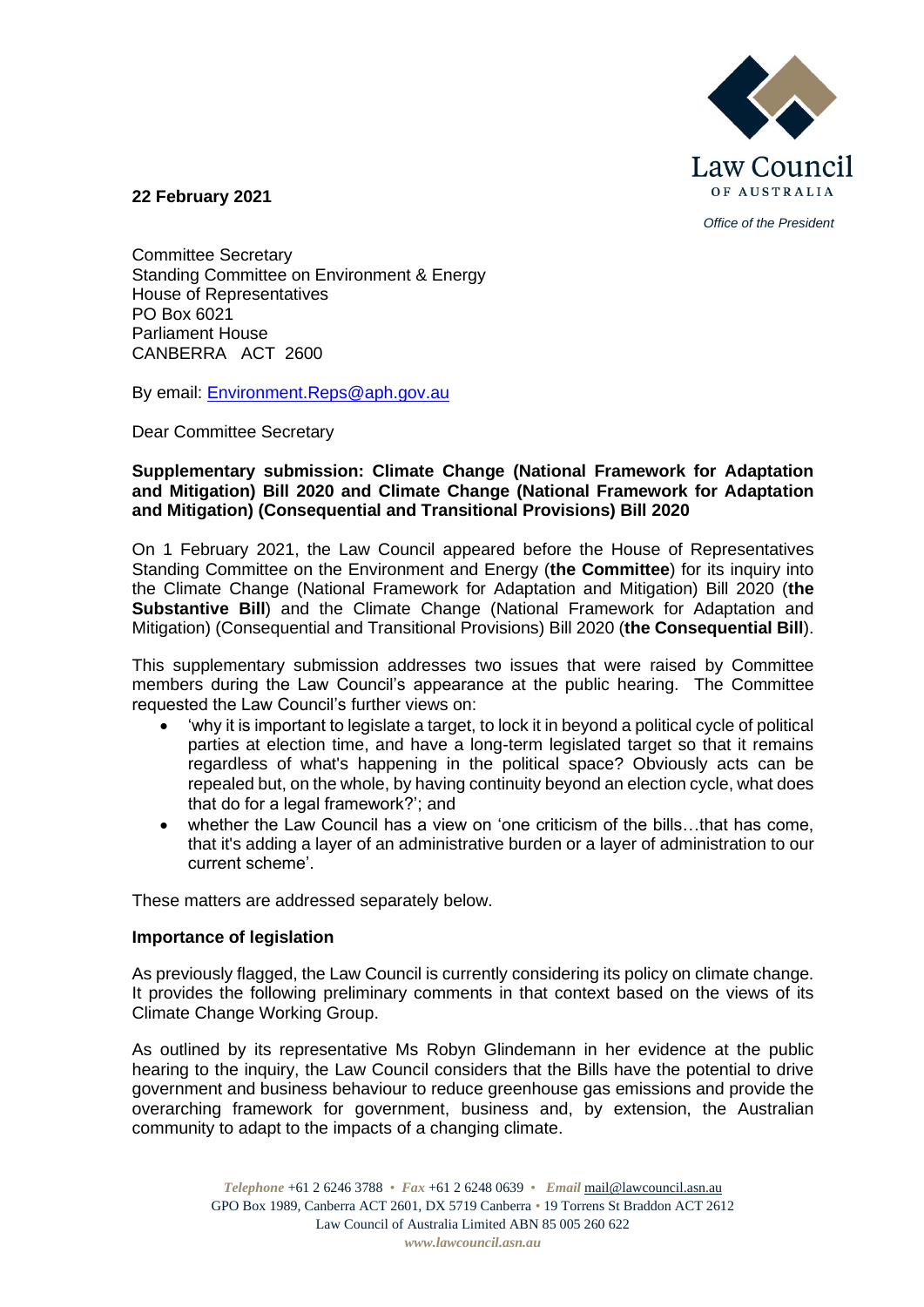Law Council OF AUSTRALIA

*Office of the President*

**22 February 2021**

Committee Secretary
Standing Committee on Environment & Energy
House of Representatives
PO Box 6021
Parliament House
CANBERRA ACT 2600

By email: Environment.Reps@aph.gov.au

Dear Committee Secretary

**Supplementary submission: Climate Change (National Framework for Adaptation and Mitigation) Bill 2020 and Climate Change (National Framework for Adaptation and Mitigation) (Consequential and Transitional Provisions) Bill 2020**

On 1 February 2021, the Law Council appeared before the House of Representatives Standing Committee on the Environment and Energy (**the Committee**) for its inquiry into the Climate Change (National Framework for Adaptation and Mitigation) Bill 2020 (**the Substantive Bill**) and the Climate Change (National Framework for Adaptation and Mitigation) (Consequential and Transitional Provisions) Bill 2020 (**the Consequential Bill**).

This supplementary submission addresses two issues that were raised by Committee members during the Law Council's appearance at the public hearing. The Committee requested the Law Council's further views on:

- 'why it is important to legislate a target, to lock it in beyond a political cycle of political parties at election time, and have a long-term legislated target so that it remains regardless of what's happening in the political space? Obviously acts can be repealed but, on the whole, by having continuity beyond an election cycle, what does that do for a legal framework?'; and
- whether the Law Council has a view on 'one criticism of the bills…that has come, that it's adding a layer of an administrative burden or a layer of administration to our current scheme'.

These matters are addressed separately below.

**Importance of legislation**

As previously flagged, the Law Council is currently considering its policy on climate change. It provides the following preliminary comments in that context based on the views of its Climate Change Working Group.

As outlined by its representative Ms Robyn Glindemann in her evidence at the public hearing to the inquiry, the Law Council considers that the Bills have the potential to drive government and business behaviour to reduce greenhouse gas emissions and provide the overarching framework for government, business and, by extension, the Australian community to adapt to the impacts of a changing climate.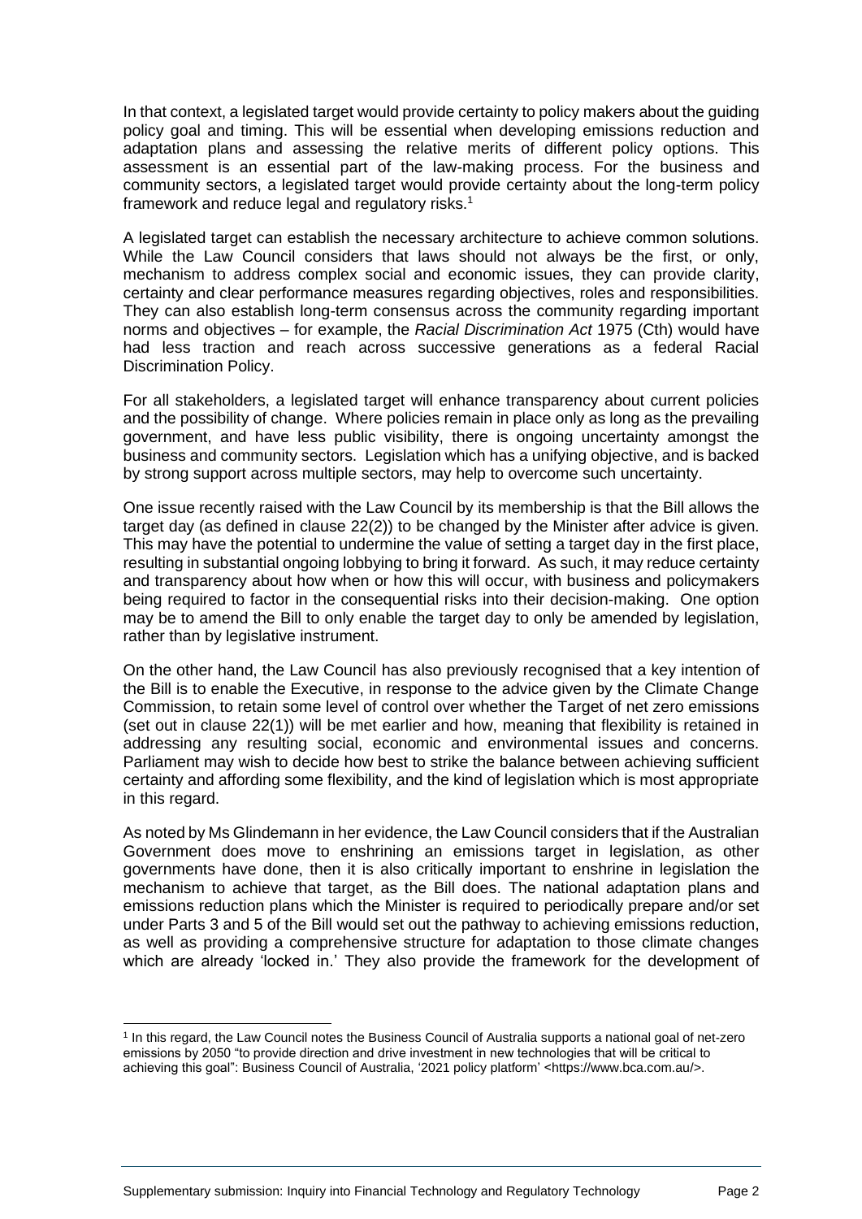In that context, a legislated target would provide certainty to policy makers about the guiding policy goal and timing. This will be essential when developing emissions reduction and adaptation plans and assessing the relative merits of different policy options. This assessment is an essential part of the law-making process. For the business and community sectors, a legislated target would provide certainty about the long-term policy framework and reduce legal and regulatory risks.[1]

A legislated target can establish the necessary architecture to achieve common solutions. While the Law Council considers that laws should not always be the first, or only, mechanism to address complex social and economic issues, they can provide clarity, certainty and clear performance measures regarding objectives, roles and responsibilities. They can also establish long-term consensus across the community regarding important norms and objectives – for example, the *Racial Discrimination Act* 1975 (Cth) would have had less traction and reach across successive generations as a federal Racial Discrimination Policy.

For all stakeholders, a legislated target will enhance transparency about current policies and the possibility of change. Where policies remain in place only as long as the prevailing government, and have less public visibility, there is ongoing uncertainty amongst the business and community sectors. Legislation which has a unifying objective, and is backed by strong support across multiple sectors, may help to overcome such uncertainty.

One issue recently raised with the Law Council by its membership is that the Bill allows the target day (as defined in clause 22(2)) to be changed by the Minister after advice is given. This may have the potential to undermine the value of setting a target day in the first place, resulting in substantial ongoing lobbying to bring it forward. As such, it may reduce certainty and transparency about how when or how this will occur, with business and policymakers being required to factor in the consequential risks into their decision-making. One option may be to amend the Bill to only enable the target day to only be amended by legislation, rather than by legislative instrument.

On the other hand, the Law Council has also previously recognised that a key intention of the Bill is to enable the Executive, in response to the advice given by the Climate Change Commission, to retain some level of control over whether the Target of net zero emissions (set out in clause 22(1)) will be met earlier and how, meaning that flexibility is retained in addressing any resulting social, economic and environmental issues and concerns. Parliament may wish to decide how best to strike the balance between achieving sufficient certainty and affording some flexibility, and the kind of legislation which is most appropriate in this regard.

As noted by Ms Glindemann in her evidence, the Law Council considers that if the Australian Government does move to enshrining an emissions target in legislation, as other governments have done, then it is also critically important to enshrine in legislation the mechanism to achieve that target, as the Bill does. The national adaptation plans and emissions reduction plans which the Minister is required to periodically prepare and/or set under Parts 3 and 5 of the Bill would set out the pathway to achieving emissions reduction, as well as providing a comprehensive structure for adaptation to those climate changes which are already 'locked in.' They also provide the framework for the development of

---

[1] In this regard, the Law Council notes the Business Council of Australia supports a national goal of net-zero emissions by 2050 "to provide direction and drive investment in new technologies that will be critical to achieving this goal": Business Council of Australia, '2021 policy platform' <https://www.bca.com.au/>.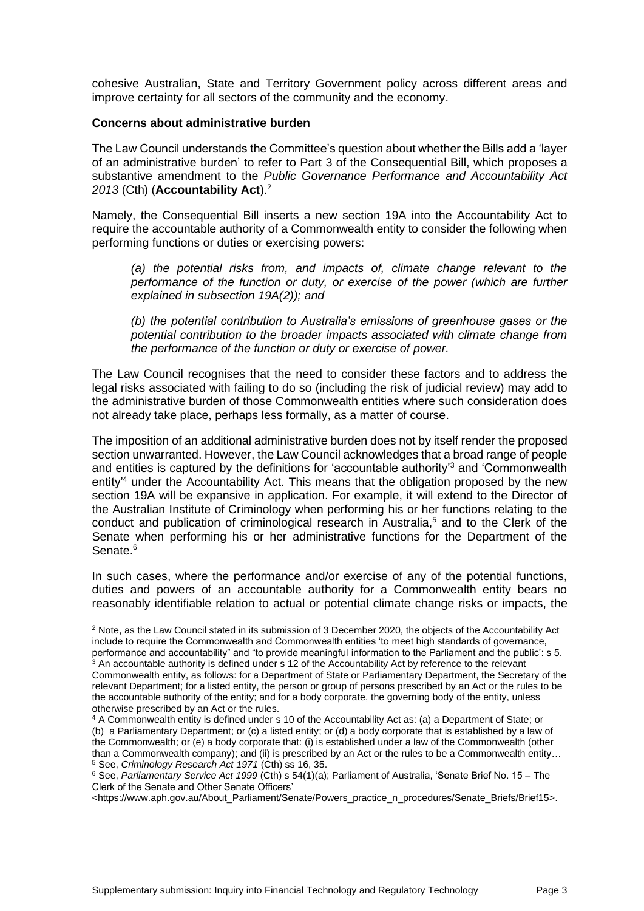cohesive Australian, State and Territory Government policy across different areas and improve certainty for all sectors of the community and the economy.

**Concerns about administrative burden**

The Law Council understands the Committee's question about whether the Bills add a 'layer of an administrative burden' to refer to Part 3 of the Consequential Bill, which proposes a substantive amendment to the *Public Governance Performance and Accountability Act 2013* (Cth) (**Accountability Act**).[2]

Namely, the Consequential Bill inserts a new section 19A into the Accountability Act to require the accountable authority of a Commonwealth entity to consider the following when performing functions or duties or exercising powers:

> *(a) the potential risks from, and impacts of, climate change relevant to the performance of the function or duty, or exercise of the power (which are further explained in subsection 19A(2)); and*
>
> *(b) the potential contribution to Australia's emissions of greenhouse gases or the potential contribution to the broader impacts associated with climate change from the performance of the function or duty or exercise of power.*

The Law Council recognises that the need to consider these factors and to address the legal risks associated with failing to do so (including the risk of judicial review) may add to the administrative burden of those Commonwealth entities where such consideration does not already take place, perhaps less formally, as a matter of course.

The imposition of an additional administrative burden does not by itself render the proposed section unwarranted. However, the Law Council acknowledges that a broad range of people and entities is captured by the definitions for 'accountable authority'[3] and 'Commonwealth entity'[4] under the Accountability Act. This means that the obligation proposed by the new section 19A will be expansive in application. For example, it will extend to the Director of the Australian Institute of Criminology when performing his or her functions relating to the conduct and publication of criminological research in Australia,[5] and to the Clerk of the Senate when performing his or her administrative functions for the Department of the Senate.[6]

In such cases, where the performance and/or exercise of any of the potential functions, duties and powers of an accountable authority for a Commonwealth entity bears no reasonably identifiable relation to actual or potential climate change risks or impacts, the

---

[2] Note, as the Law Council stated in its submission of 3 December 2020, the objects of the Accountability Act include to require the Commonwealth and Commonwealth entities 'to meet high standards of governance, performance and accountability" and "to provide meaningful information to the Parliament and the public': s 5.

[3] An accountable authority is defined under s 12 of the Accountability Act by reference to the relevant Commonwealth entity, as follows: for a Department of State or Parliamentary Department, the Secretary of the relevant Department; for a listed entity, the person or group of persons prescribed by an Act or the rules to be the accountable authority of the entity; and for a body corporate, the governing body of the entity, unless otherwise prescribed by an Act or the rules.

[4] A Commonwealth entity is defined under s 10 of the Accountability Act as: (a) a Department of State; or (b) a Parliamentary Department; or (c) a listed entity; or (d) a body corporate that is established by a law of the Commonwealth; or (e) a body corporate that: (i) is established under a law of the Commonwealth (other than a Commonwealth company); and (ii) is prescribed by an Act or the rules to be a Commonwealth entity…

[5] See, *Criminology Research Act 1971* (Cth) ss 16, 35.

[6] See, *Parliamentary Service Act 1999* (Cth) s 54(1)(a); Parliament of Australia, 'Senate Brief No. 15 – The Clerk of the Senate and Other Senate Officers' <https://www.aph.gov.au/About_Parliament/Senate/Powers_practice_n_procedures/Senate_Briefs/Brief15>.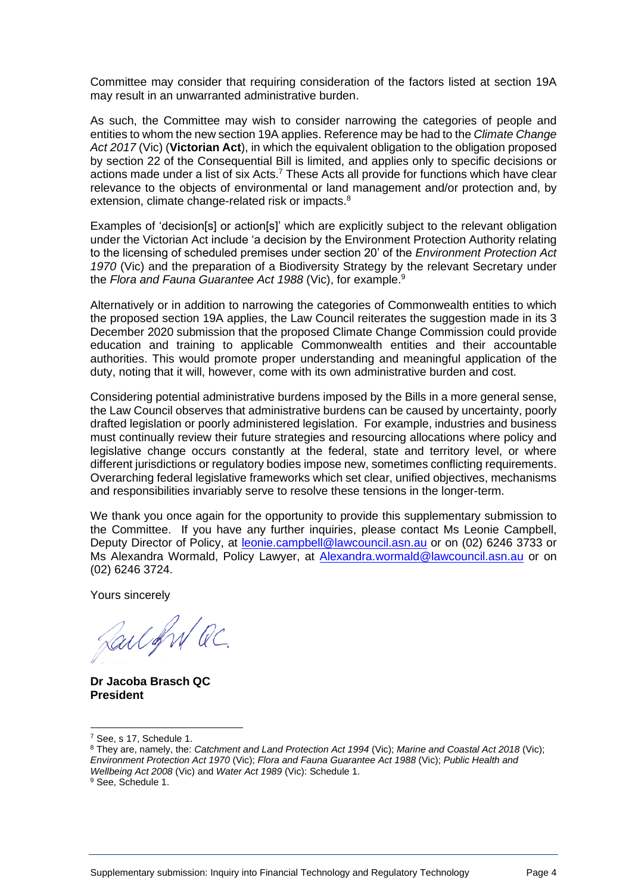Committee may consider that requiring consideration of the factors listed at section 19A may result in an unwarranted administrative burden.

As such, the Committee may wish to consider narrowing the categories of people and entities to whom the new section 19A applies. Reference may be had to the *Climate Change Act 2017* (Vic) (**Victorian Act**), in which the equivalent obligation to the obligation proposed by section 22 of the Consequential Bill is limited, and applies only to specific decisions or actions made under a list of six Acts.[7] These Acts all provide for functions which have clear relevance to the objects of environmental or land management and/or protection and, by extension, climate change-related risk or impacts.[8]

Examples of 'decision[s] or action[s]' which are explicitly subject to the relevant obligation under the Victorian Act include 'a decision by the Environment Protection Authority relating to the licensing of scheduled premises under section 20' of the *Environment Protection Act 1970* (Vic) and the preparation of a Biodiversity Strategy by the relevant Secretary under the *Flora and Fauna Guarantee Act 1988* (Vic), for example.[9]

Alternatively or in addition to narrowing the categories of Commonwealth entities to which the proposed section 19A applies, the Law Council reiterates the suggestion made in its 3 December 2020 submission that the proposed Climate Change Commission could provide education and training to applicable Commonwealth entities and their accountable authorities. This would promote proper understanding and meaningful application of the duty, noting that it will, however, come with its own administrative burden and cost.

Considering potential administrative burdens imposed by the Bills in a more general sense, the Law Council observes that administrative burdens can be caused by uncertainty, poorly drafted legislation or poorly administered legislation. For example, industries and business must continually review their future strategies and resourcing allocations where policy and legislative change occurs constantly at the federal, state and territory level, or where different jurisdictions or regulatory bodies impose new, sometimes conflicting requirements. Overarching federal legislative frameworks which set clear, unified objectives, mechanisms and responsibilities invariably serve to resolve these tensions in the longer-term.

We thank you once again for the opportunity to provide this supplementary submission to the Committee. If you have any further inquiries, please contact Ms Leonie Campbell, Deputy Director of Policy, at leonie.campbell@lawcouncil.asn.au or on (02) 6246 3733 or Ms Alexandra Wormald, Policy Lawyer, at Alexandra.wormald@lawcouncil.asn.au or on (02) 6246 3724.

Yours sincerely

**Dr Jacoba Brasch QC**
**President**

---

[7] See, s 17, Schedule 1.

[8] They are, namely, the: *Catchment and Land Protection Act 1994* (Vic); *Marine and Coastal Act 2018* (Vic); *Environment Protection Act 1970* (Vic); *Flora and Fauna Guarantee Act 1988* (Vic); *Public Health and Wellbeing Act 2008* (Vic) and *Water Act 1989* (Vic): Schedule 1.

[9] See, Schedule 1.